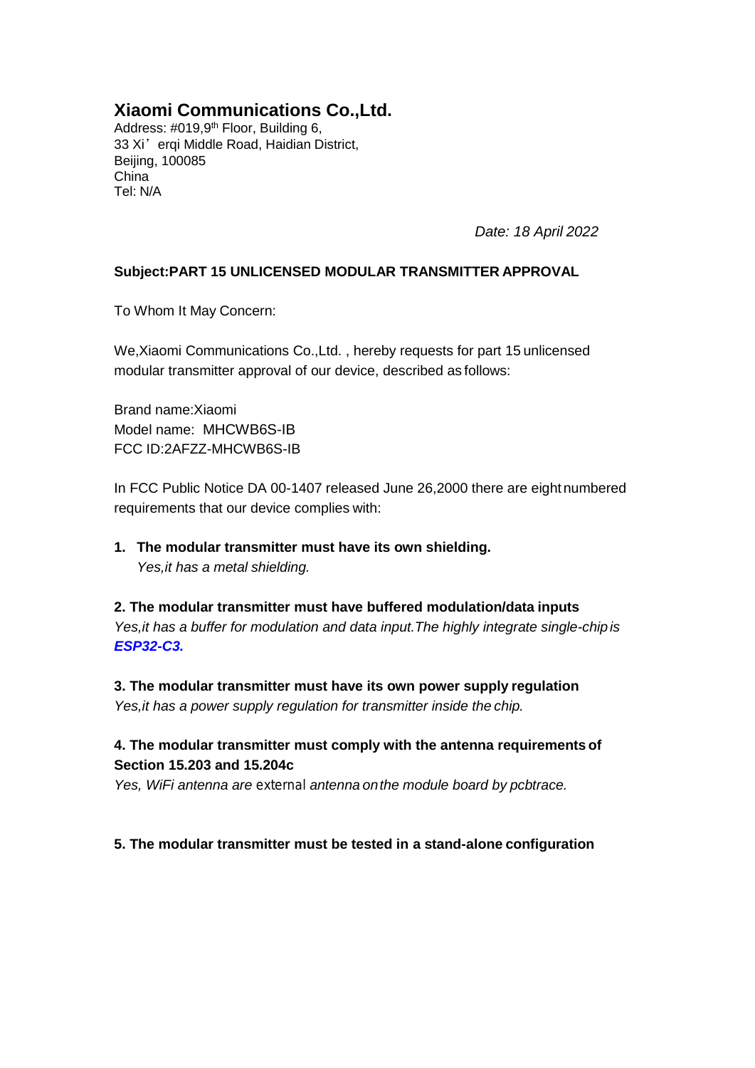# Xiaomi Communications Co.,Ltd.

Address: #019,9th Floor, Building 6,
33 Xi' erqi Middle Road, Haidian District,
Beijing, 100085
China
Tel: N/A

*Date: 18 April 2022*

**Subject:PART 15 UNLICENSED MODULAR TRANSMITTER APPROVAL**

To Whom It May Concern:

We,Xiaomi Communications Co.,Ltd. , hereby requests for part 15 unlicensed modular transmitter approval of our device, described as follows:

Brand name:Xiaomi
Model name: MHCWB6S-IB
FCC ID:2AFZZ-MHCWB6S-IB

In FCC Public Notice DA 00-1407 released June 26,2000 there are eight numbered requirements that our device complies with:

**1. The modular transmitter must have its own shielding.**
*Yes,it has a metal shielding.*

**2. The modular transmitter must have buffered modulation/data inputs**
*Yes,it has a buffer for modulation and data input.The highly integrate single-chip is* ***ESP32-C3.***

**3. The modular transmitter must have its own power supply regulation**
*Yes,it has a power supply regulation for transmitter inside the chip.*

**4. The modular transmitter must comply with the antenna requirements of Section 15.203 and 15.204c**
*Yes, WiFi antenna are external antenna on the module board by pcbtrace.*

**5. The modular transmitter must be tested in a stand-alone configuration**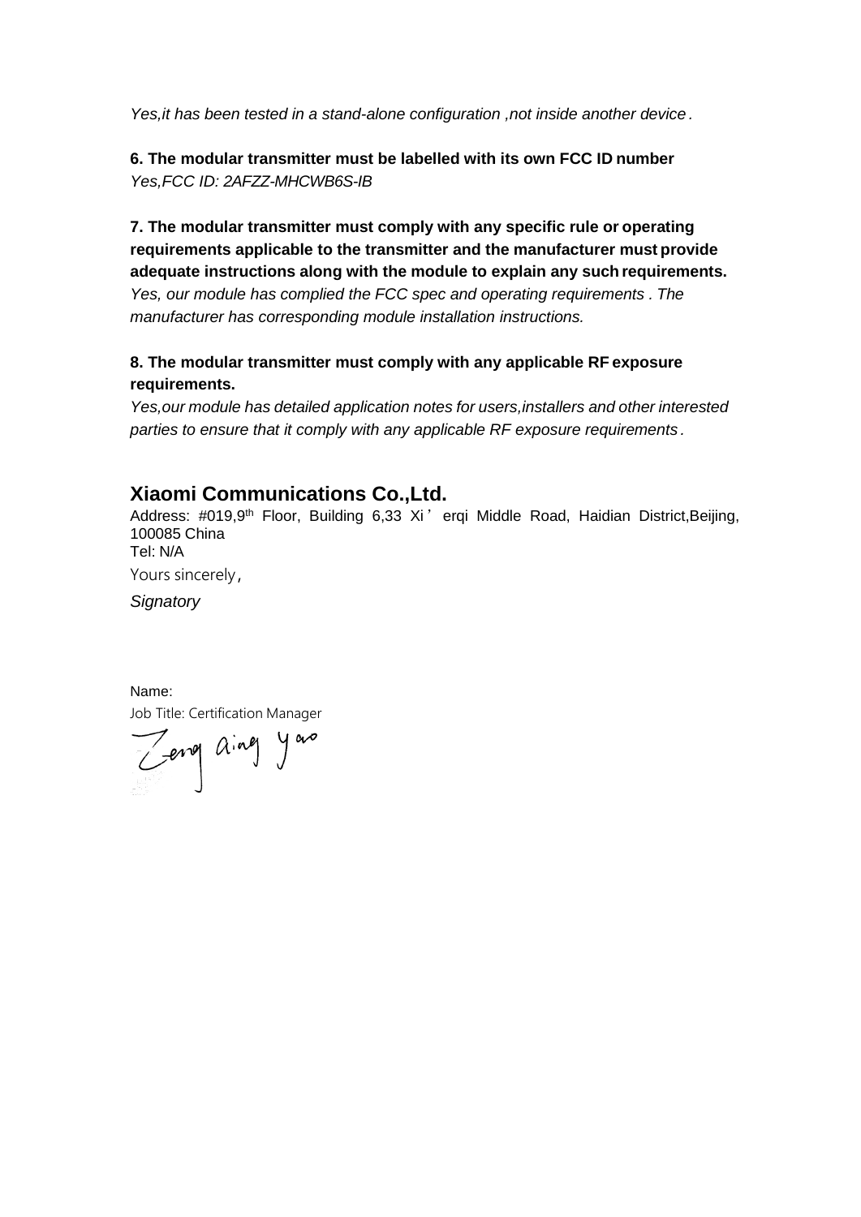*Yes,it has been tested in a stand-alone configuration ,not inside another device .*

**6. The modular transmitter must be labelled with its own FCC ID number**
*Yes,FCC ID: 2AFZZ-MHCWB6S-IB*

**7. The modular transmitter must comply with any specific rule or operating requirements applicable to the transmitter and the manufacturer must provide adequate instructions along with the module to explain any such requirements.**
*Yes, our module has complied the FCC spec and operating requirements . The manufacturer has corresponding module installation instructions.*

**8. The modular transmitter must comply with any applicable RF exposure requirements.**
*Yes,our module has detailed application notes for users,installers and other interested parties to ensure that it comply with any applicable RF exposure requirements .*

## Xiaomi Communications Co.,Ltd.

Address: #019,9th Floor, Building 6,33 Xi' erqi Middle Road, Haidian District,Beijing, 100085 China
Tel: N/A

Yours sincerely,

*Signatory*

Name:
Job Title: Certification Manager

Zeng Qing Yao